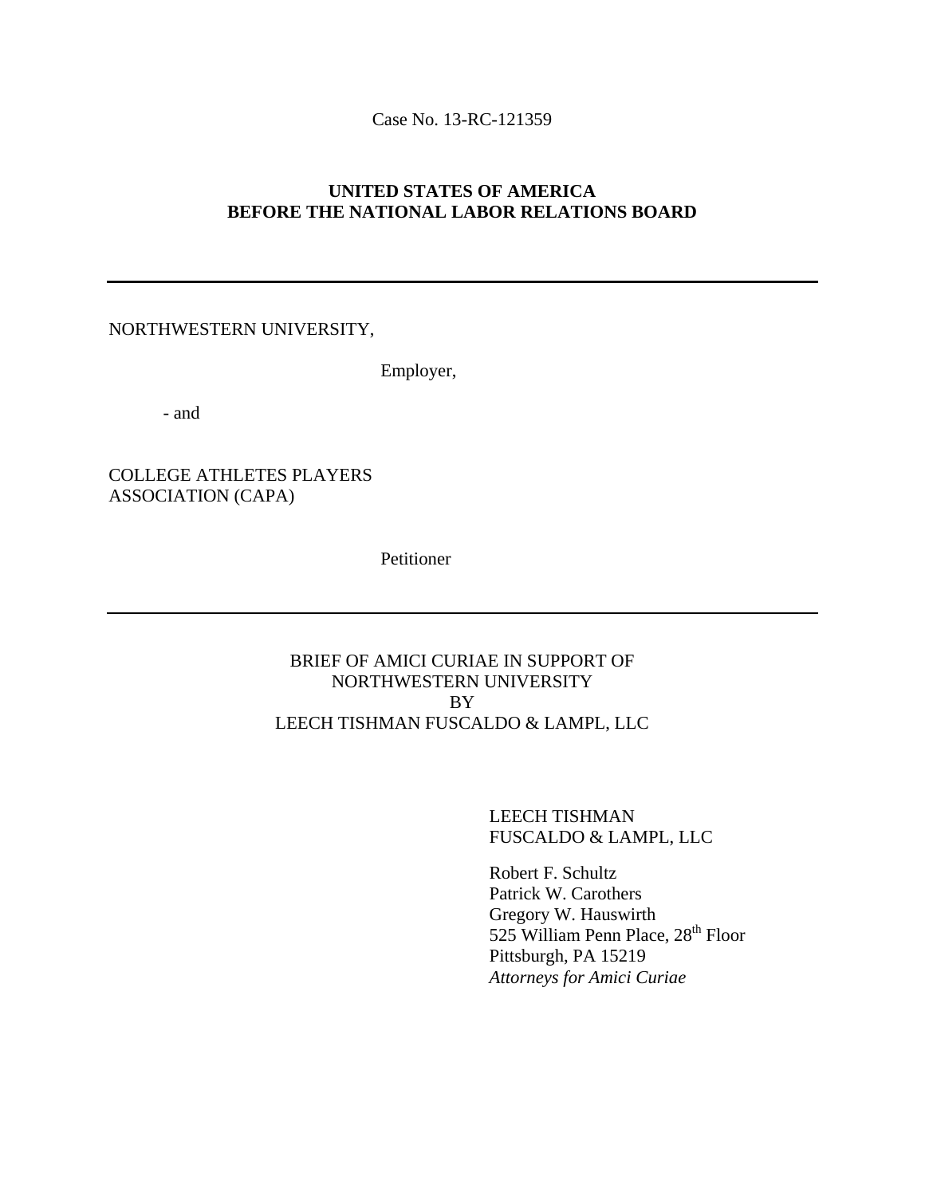Case No. 13-RC-121359

**UNITED STATES OF AMERICA**
**BEFORE THE NATIONAL LABOR RELATIONS BOARD**

---

NORTHWESTERN UNIVERSITY,

Employer,

- and

COLLEGE ATHLETES PLAYERS ASSOCIATION (CAPA)

Petitioner

---

BRIEF OF AMICI CURIAE IN SUPPORT OF NORTHWESTERN UNIVERSITY BY LEECH TISHMAN FUSCALDO & LAMPL, LLC

LEECH TISHMAN FUSCALDO & LAMPL, LLC

Robert F. Schultz
Patrick W. Carothers
Gregory W. Hauswirth
525 William Penn Place, 28th Floor
Pittsburgh, PA 15219
*Attorneys for Amici Curiae*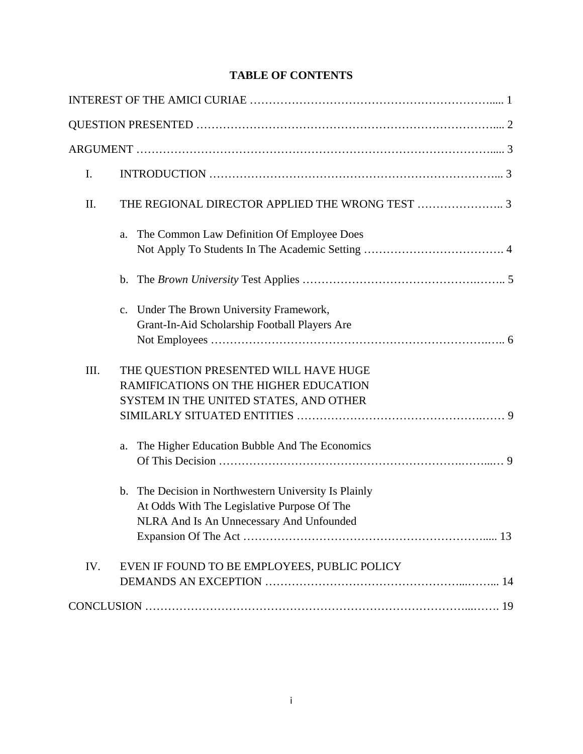# TABLE OF CONTENTS

INTEREST OF THE AMICI CURIAE ..... 1

QUESTION PRESENTED ..... 2

ARGUMENT ..... 3

- I. INTRODUCTION ..... 3
- II. THE REGIONAL DIRECTOR APPLIED THE WRONG TEST ..... 3
  - a. The Common Law Definition Of Employee Does Not Apply To Students In The Academic Setting ..... 4
  - b. The *Brown University* Test Applies ..... 5
  - c. Under The Brown University Framework, Grant-In-Aid Scholarship Football Players Are Not Employees ..... 6
- III. THE QUESTION PRESENTED WILL HAVE HUGE RAMIFICATIONS ON THE HIGHER EDUCATION SYSTEM IN THE UNITED STATES, AND OTHER SIMILARLY SITUATED ENTITIES ..... 9
  - a. The Higher Education Bubble And The Economics Of This Decision ..... 9
  - b. The Decision in Northwestern University Is Plainly At Odds With The Legislative Purpose Of The NLRA And Is An Unnecessary And Unfounded Expansion Of The Act ..... 13
- IV. EVEN IF FOUND TO BE EMPLOYEES, PUBLIC POLICY DEMANDS AN EXCEPTION ..... 14

CONCLUSION ..... 19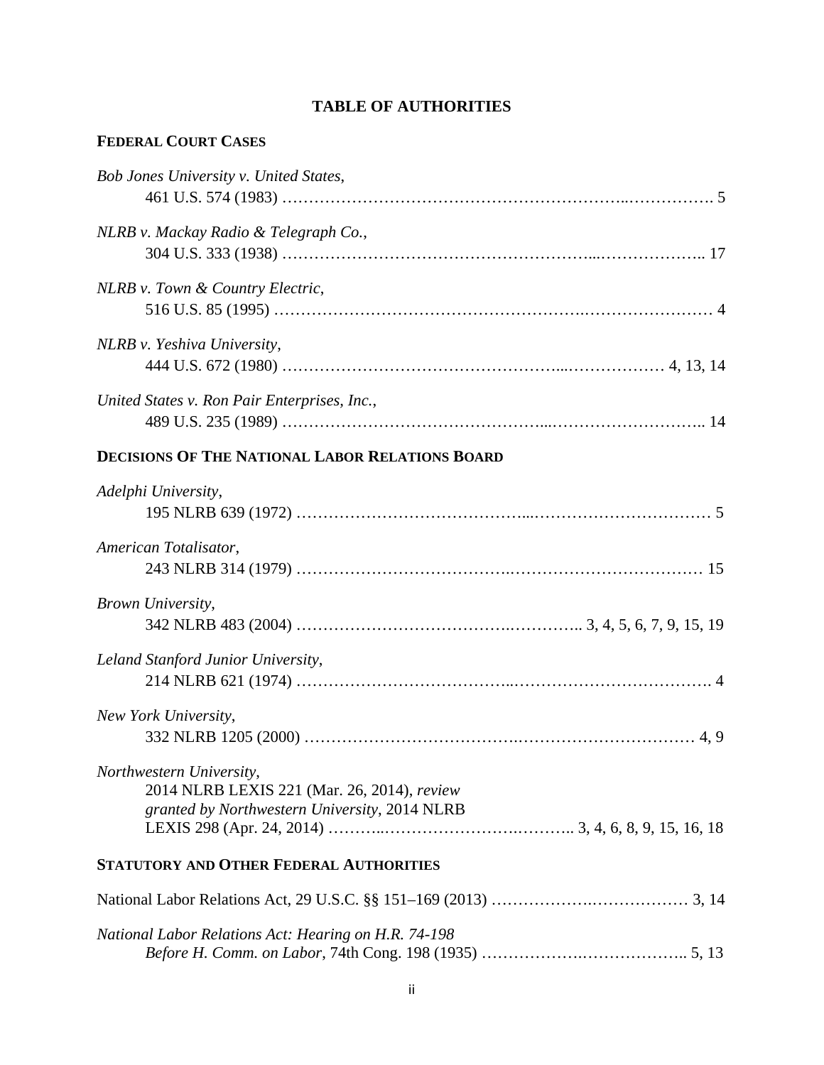# TABLE OF AUTHORITIES

## FEDERAL COURT CASES

*Bob Jones University v. United States*,
461 U.S. 574 (1983) ……………………………………………………..……………. 5

*NLRB v. Mackay Radio & Telegraph Co.*,
304 U.S. 333 (1938) ………………………………………………...……………….. 17

*NLRB v. Town & Country Electric*,
516 U.S. 85 (1995) ……………………………………………….…………………… 4

*NLRB v. Yeshiva University*,
444 U.S. 672 (1980) …………………………………………...……………… 4, 13, 14

*United States v. Ron Pair Enterprises, Inc.*,
489 U.S. 235 (1989) ………………………………………...……………………….. 14

## DECISIONS OF THE NATIONAL LABOR RELATIONS BOARD

*Adelphi University*,
195 NLRB 639 (1972) …………………………………...…………………………… 5

*American Totalisator*,
243 NLRB 314 (1979) ……………………………..……………………………… 15

*Brown University*,
342 NLRB 483 (2004) ……………………………….………….. 3, 4, 5, 6, 7, 9, 15, 19

*Leland Stanford Junior University*,
214 NLRB 621 (1974) ……………………………..………………………………. 4

*New York University*,
332 NLRB 1205 (2000) …………………………….…………………………… 4, 9

*Northwestern University*,
2014 NLRB LEXIS 221 (Mar. 26, 2014), *review granted by Northwestern University*, 2014 NLRB LEXIS 298 (Apr. 24, 2014) ………..……………………….……….. 3, 4, 6, 8, 9, 15, 16, 18

## STATUTORY AND OTHER FEDERAL AUTHORITIES

National Labor Relations Act, 29 U.S.C. §§ 151–169 (2013) ……………….……………… 3, 14

*National Labor Relations Act: Hearing on H.R. 74-198 Before H. Comm. on Labor*, 74th Cong. 198 (1935) ……………….……………….. 5, 13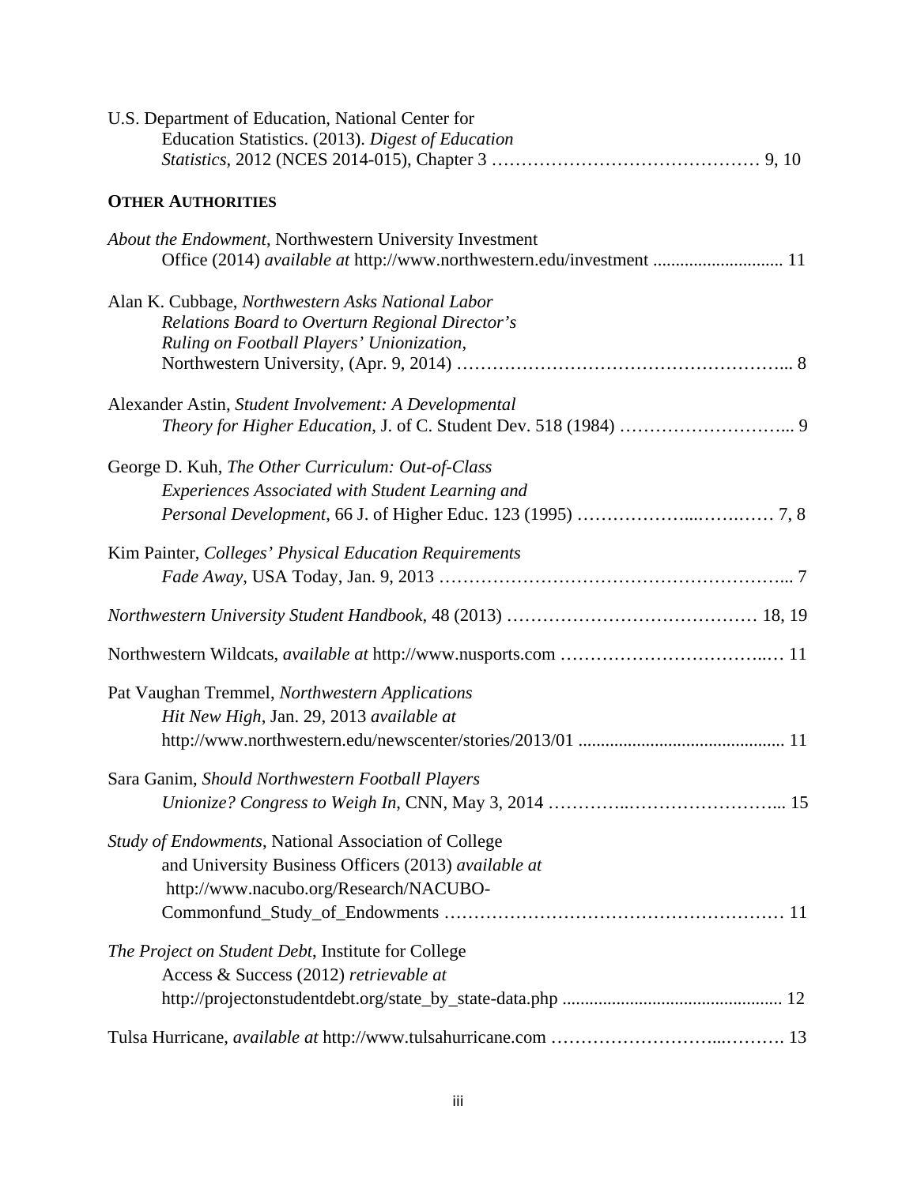U.S. Department of Education, National Center for Education Statistics. (2013). *Digest of Education Statistics*, 2012 (NCES 2014-015), Chapter 3 ……………………………………… 9, 10

**OTHER AUTHORITIES**

*About the Endowment*, Northwestern University Investment Office (2014) *available at* http://www.northwestern.edu/investment ............................ 11

Alan K. Cubbage, *Northwestern Asks National Labor Relations Board to Overturn Regional Director's Ruling on Football Players' Unionization*, Northwestern University, (Apr. 9, 2014) ……………………………………………... 8

Alexander Astin, *Student Involvement: A Developmental Theory for Higher Education*, J. of C. Student Dev. 518 (1984) ………………………... 9

George D. Kuh, *The Other Curriculum: Out-of-Class Experiences Associated with Student Learning and Personal Development*, 66 J. of Higher Educ. 123 (1995) ………………...…….…… 7, 8

Kim Painter, *Colleges' Physical Education Requirements Fade Away*, USA Today, Jan. 9, 2013 ………………………………………………... 7

*Northwestern University Student Handbook*, 48 (2013) …………………………………… 18, 19

Northwestern Wildcats, *available at* http://www.nusports.com ………………………………..… 11

Pat Vaughan Tremmel, *Northwestern Applications Hit New High*, Jan. 29, 2013 *available at* http://www.northwestern.edu/newscenter/stories/2013/01 ............................................. 11

Sara Ganim, *Should Northwestern Football Players Unionize? Congress to Weigh In*, CNN, May 3, 2014 …………..……………………... 15

*Study of Endowments*, National Association of College and University Business Officers (2013) *available at* http://www.nacubo.org/Research/NACUBO-Commonfund_Study_of_Endowments ……………………………………………… 11

*The Project on Student Debt*, Institute for College Access & Success (2012) *retrievable at* http://projectonstudentdebt.org/state_by_state-data.php ................................................ 12

Tulsa Hurricane, *available at* http://www.tulsahurricane.com ……………………...………. 13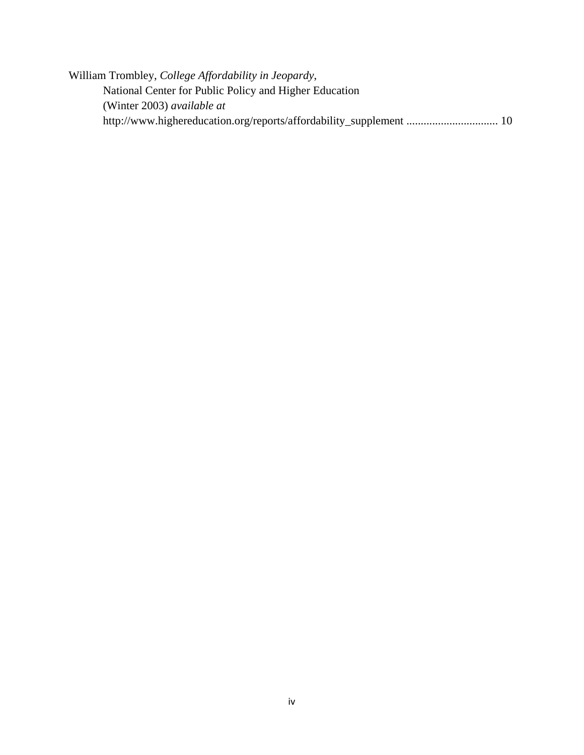William Trombley, *College Affordability in Jeopardy*,
National Center for Public Policy and Higher Education
(Winter 2003) *available at*
http://www.highereducation.org/reports/affordability_supplement ................................ 10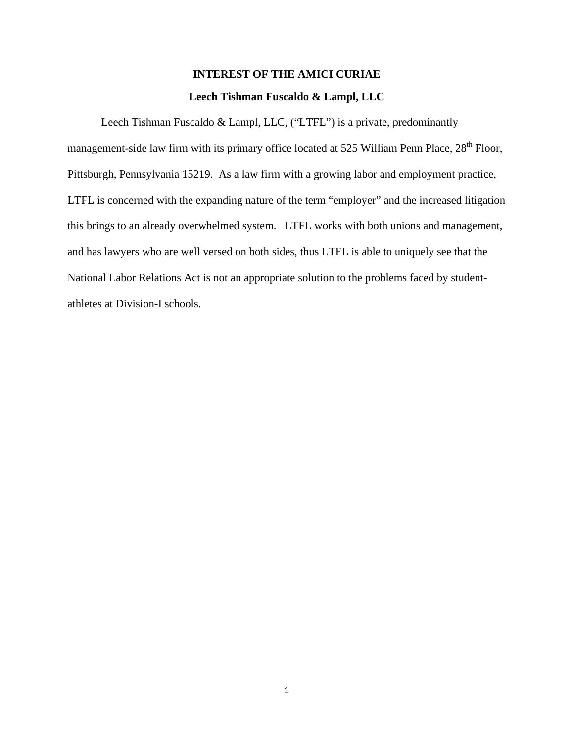## INTEREST OF THE AMICI CURIAE

### Leech Tishman Fuscaldo & Lampl, LLC

Leech Tishman Fuscaldo & Lampl, LLC, ("LTFL") is a private, predominantly management-side law firm with its primary office located at 525 William Penn Place, 28th Floor, Pittsburgh, Pennsylvania 15219. As a law firm with a growing labor and employment practice, LTFL is concerned with the expanding nature of the term "employer" and the increased litigation this brings to an already overwhelmed system. LTFL works with both unions and management, and has lawyers who are well versed on both sides, thus LTFL is able to uniquely see that the National Labor Relations Act is not an appropriate solution to the problems faced by student-athletes at Division-I schools.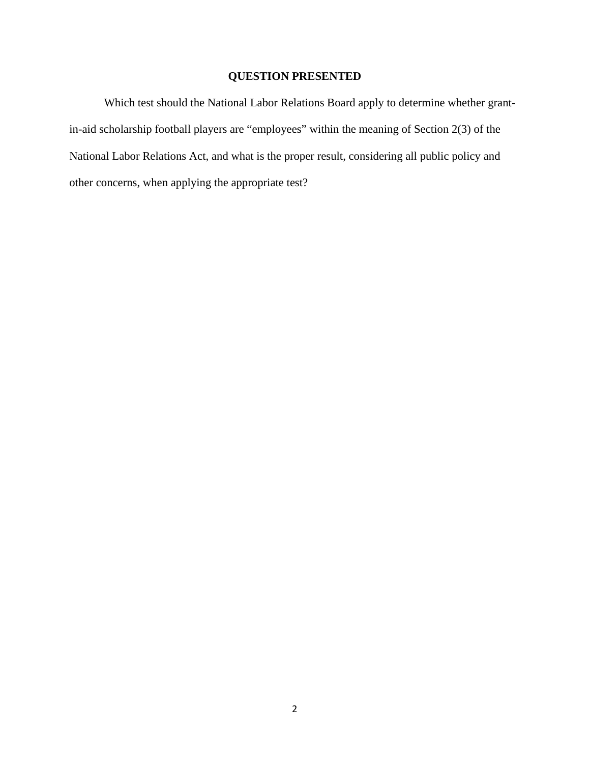## QUESTION PRESENTED

Which test should the National Labor Relations Board apply to determine whether grant-in-aid scholarship football players are "employees" within the meaning of Section 2(3) of the National Labor Relations Act, and what is the proper result, considering all public policy and other concerns, when applying the appropriate test?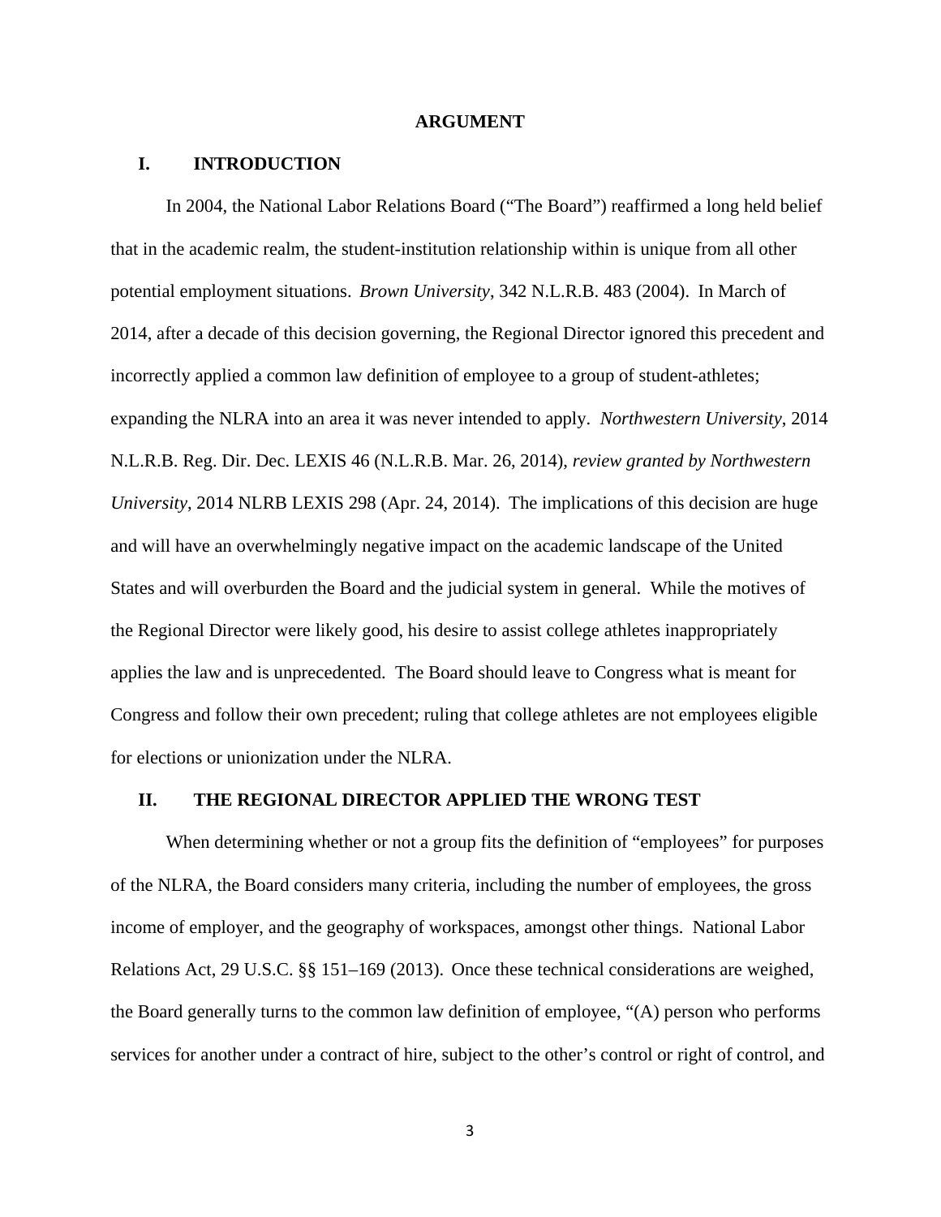## ARGUMENT

### I. INTRODUCTION

In 2004, the National Labor Relations Board ("The Board") reaffirmed a long held belief that in the academic realm, the student-institution relationship within is unique from all other potential employment situations. *Brown University*, 342 N.L.R.B. 483 (2004). In March of 2014, after a decade of this decision governing, the Regional Director ignored this precedent and incorrectly applied a common law definition of employee to a group of student-athletes; expanding the NLRA into an area it was never intended to apply. *Northwestern University*, 2014 N.L.R.B. Reg. Dir. Dec. LEXIS 46 (N.L.R.B. Mar. 26, 2014), *review granted by Northwestern University*, 2014 NLRB LEXIS 298 (Apr. 24, 2014). The implications of this decision are huge and will have an overwhelmingly negative impact on the academic landscape of the United States and will overburden the Board and the judicial system in general. While the motives of the Regional Director were likely good, his desire to assist college athletes inappropriately applies the law and is unprecedented. The Board should leave to Congress what is meant for Congress and follow their own precedent; ruling that college athletes are not employees eligible for elections or unionization under the NLRA.

### II. THE REGIONAL DIRECTOR APPLIED THE WRONG TEST

When determining whether or not a group fits the definition of "employees" for purposes of the NLRA, the Board considers many criteria, including the number of employees, the gross income of employer, and the geography of workspaces, amongst other things. National Labor Relations Act, 29 U.S.C. §§ 151–169 (2013). Once these technical considerations are weighed, the Board generally turns to the common law definition of employee, "(A) person who performs services for another under a contract of hire, subject to the other's control or right of control, and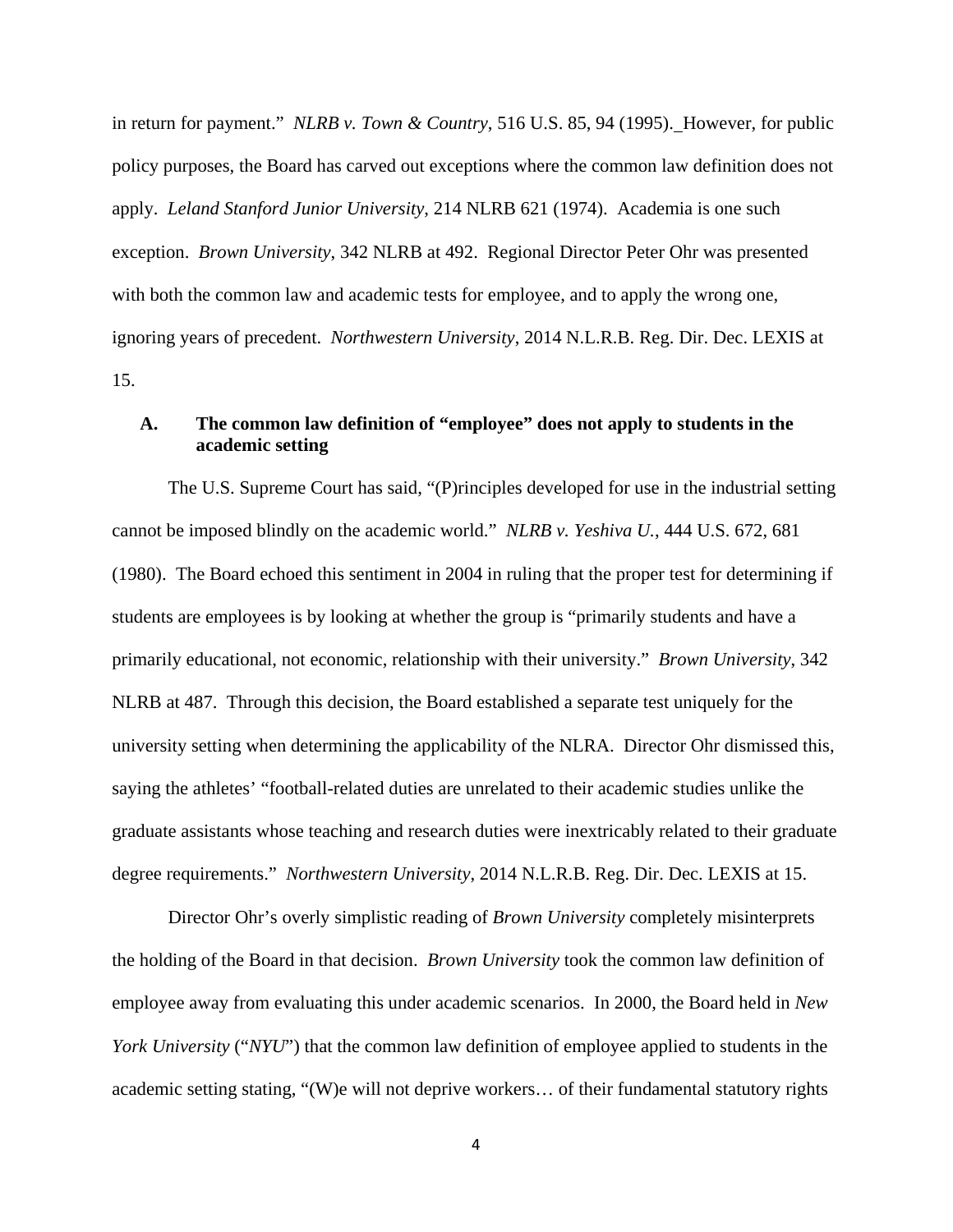in return for payment." *NLRB v. Town & Country*, 516 U.S. 85, 94 (1995). However, for public policy purposes, the Board has carved out exceptions where the common law definition does not apply. *Leland Stanford Junior University*, 214 NLRB 621 (1974). Academia is one such exception. *Brown University*, 342 NLRB at 492. Regional Director Peter Ohr was presented with both the common law and academic tests for employee, and to apply the wrong one, ignoring years of precedent. *Northwestern University*, 2014 N.L.R.B. Reg. Dir. Dec. LEXIS at 15.

### A. The common law definition of "employee" does not apply to students in the academic setting

The U.S. Supreme Court has said, "(P)rinciples developed for use in the industrial setting cannot be imposed blindly on the academic world." *NLRB v. Yeshiva U.*, 444 U.S. 672, 681 (1980). The Board echoed this sentiment in 2004 in ruling that the proper test for determining if students are employees is by looking at whether the group is "primarily students and have a primarily educational, not economic, relationship with their university." *Brown University*, 342 NLRB at 487. Through this decision, the Board established a separate test uniquely for the university setting when determining the applicability of the NLRA. Director Ohr dismissed this, saying the athletes' "football-related duties are unrelated to their academic studies unlike the graduate assistants whose teaching and research duties were inextricably related to their graduate degree requirements." *Northwestern University*, 2014 N.L.R.B. Reg. Dir. Dec. LEXIS at 15.

Director Ohr's overly simplistic reading of *Brown University* completely misinterprets the holding of the Board in that decision. *Brown University* took the common law definition of employee away from evaluating this under academic scenarios. In 2000, the Board held in *New York University* ("*NYU*") that the common law definition of employee applied to students in the academic setting stating, "(W)e will not deprive workers… of their fundamental statutory rights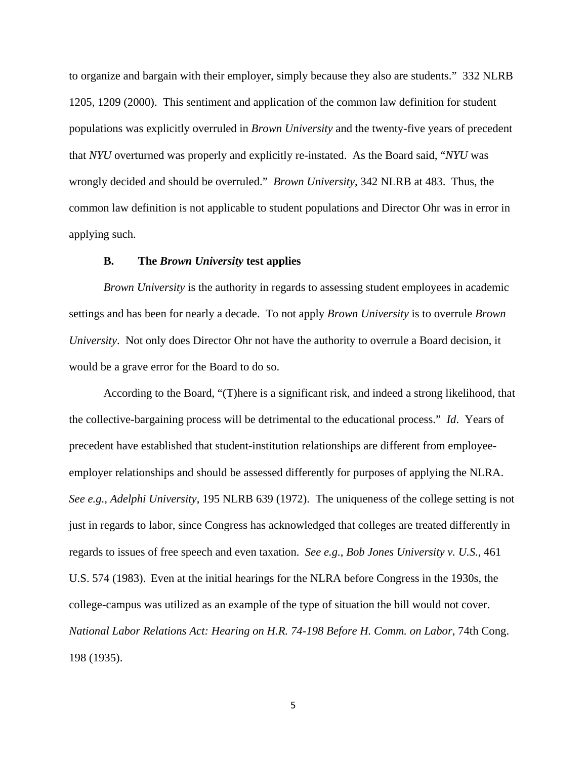to organize and bargain with their employer, simply because they also are students." 332 NLRB 1205, 1209 (2000). This sentiment and application of the common law definition for student populations was explicitly overruled in *Brown University* and the twenty-five years of precedent that *NYU* overturned was properly and explicitly re-instated. As the Board said, "*NYU* was wrongly decided and should be overruled." *Brown University*, 342 NLRB at 483. Thus, the common law definition is not applicable to student populations and Director Ohr was in error in applying such.

### B. The *Brown University* test applies

*Brown University* is the authority in regards to assessing student employees in academic settings and has been for nearly a decade. To not apply *Brown University* is to overrule *Brown University*. Not only does Director Ohr not have the authority to overrule a Board decision, it would be a grave error for the Board to do so.

According to the Board, "(T)here is a significant risk, and indeed a strong likelihood, that the collective-bargaining process will be detrimental to the educational process." *Id*. Years of precedent have established that student-institution relationships are different from employee-employer relationships and should be assessed differently for purposes of applying the NLRA. *See e.g.*, *Adelphi University*, 195 NLRB 639 (1972). The uniqueness of the college setting is not just in regards to labor, since Congress has acknowledged that colleges are treated differently in regards to issues of free speech and even taxation. *See e.g.*, *Bob Jones University v. U.S.*, 461 U.S. 574 (1983). Even at the initial hearings for the NLRA before Congress in the 1930s, the college-campus was utilized as an example of the type of situation the bill would not cover. *National Labor Relations Act: Hearing on H.R. 74-198 Before H. Comm. on Labor*, 74th Cong. 198 (1935).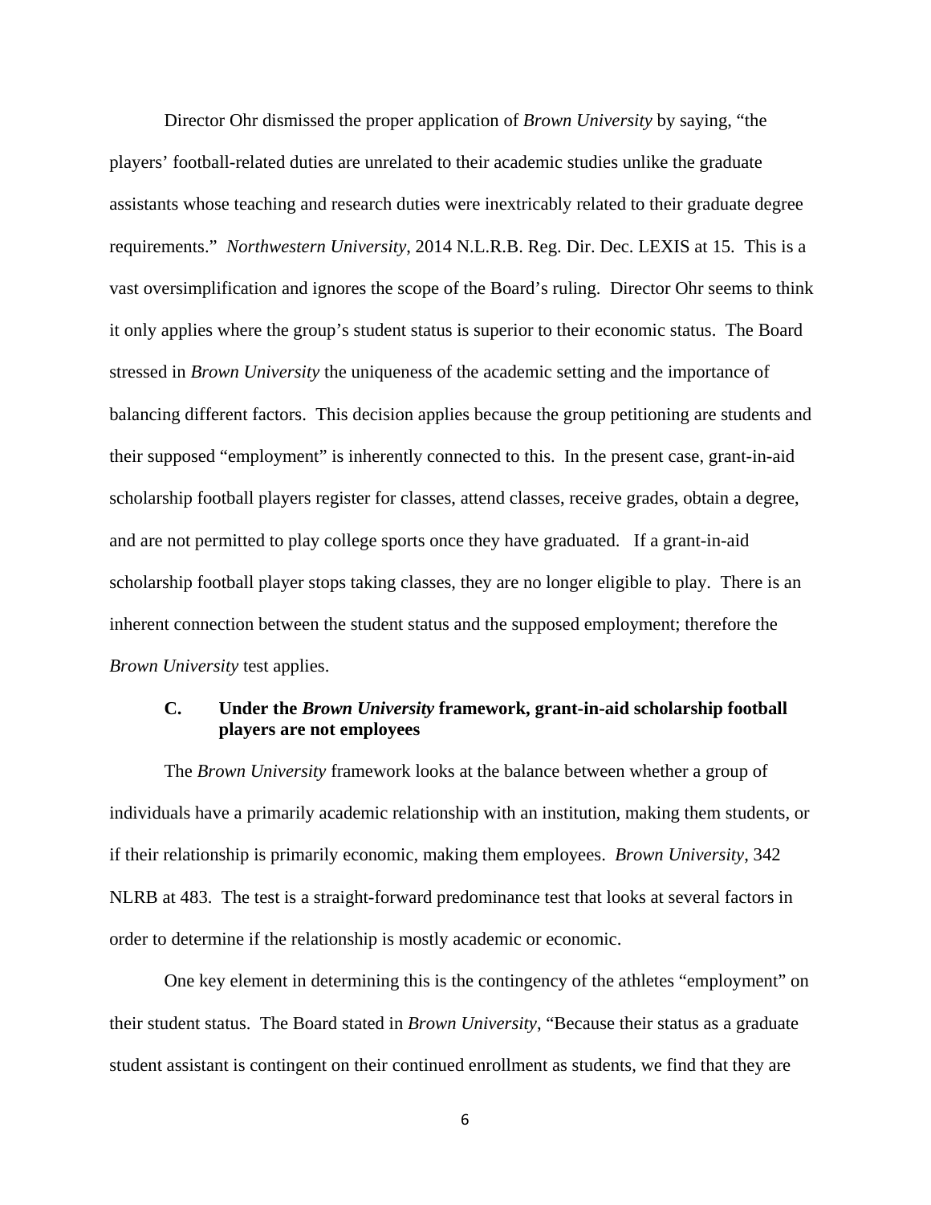Director Ohr dismissed the proper application of *Brown University* by saying, "the players' football-related duties are unrelated to their academic studies unlike the graduate assistants whose teaching and research duties were inextricably related to their graduate degree requirements." *Northwestern University*, 2014 N.L.R.B. Reg. Dir. Dec. LEXIS at 15. This is a vast oversimplification and ignores the scope of the Board's ruling. Director Ohr seems to think it only applies where the group's student status is superior to their economic status. The Board stressed in *Brown University* the uniqueness of the academic setting and the importance of balancing different factors. This decision applies because the group petitioning are students and their supposed "employment" is inherently connected to this. In the present case, grant-in-aid scholarship football players register for classes, attend classes, receive grades, obtain a degree, and are not permitted to play college sports once they have graduated. If a grant-in-aid scholarship football player stops taking classes, they are no longer eligible to play. There is an inherent connection between the student status and the supposed employment; therefore the *Brown University* test applies.

### C. Under the *Brown University* framework, grant-in-aid scholarship football players are not employees

The *Brown University* framework looks at the balance between whether a group of individuals have a primarily academic relationship with an institution, making them students, or if their relationship is primarily economic, making them employees. *Brown University*, 342 NLRB at 483. The test is a straight-forward predominance test that looks at several factors in order to determine if the relationship is mostly academic or economic.

One key element in determining this is the contingency of the athletes "employment" on their student status. The Board stated in *Brown University*, "Because their status as a graduate student assistant is contingent on their continued enrollment as students, we find that they are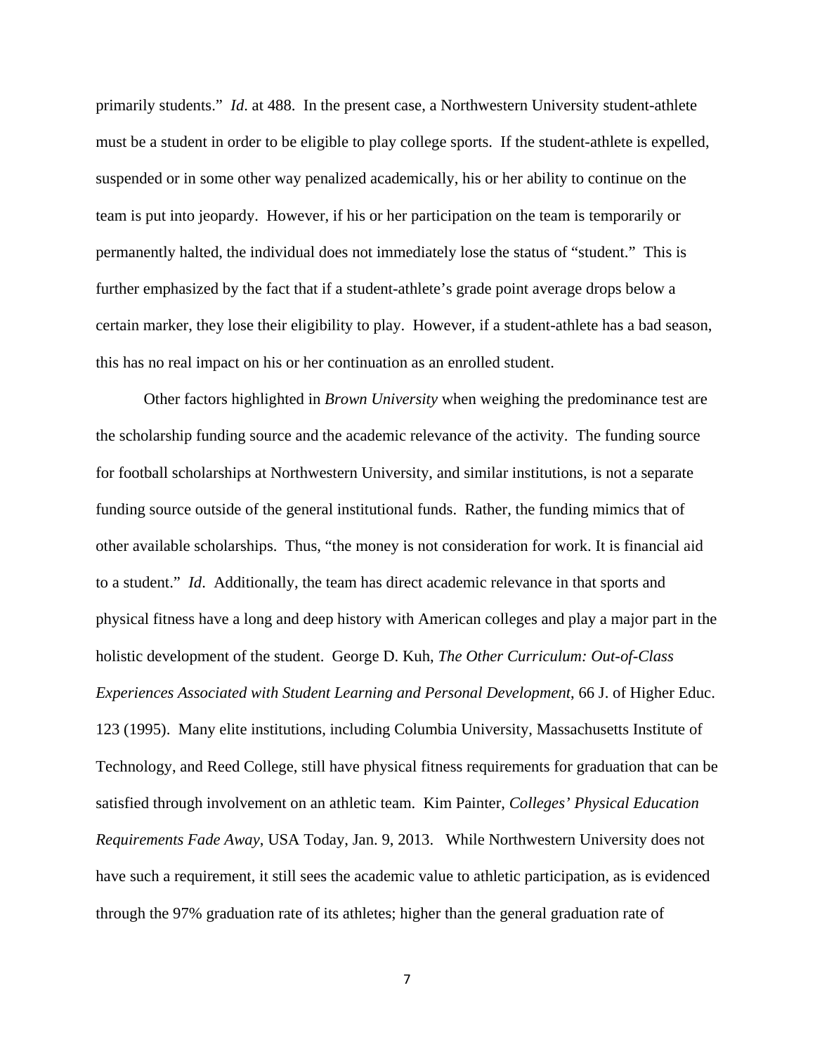primarily students." *Id*. at 488. In the present case, a Northwestern University student-athlete must be a student in order to be eligible to play college sports. If the student-athlete is expelled, suspended or in some other way penalized academically, his or her ability to continue on the team is put into jeopardy. However, if his or her participation on the team is temporarily or permanently halted, the individual does not immediately lose the status of "student." This is further emphasized by the fact that if a student-athlete's grade point average drops below a certain marker, they lose their eligibility to play. However, if a student-athlete has a bad season, this has no real impact on his or her continuation as an enrolled student.

Other factors highlighted in *Brown University* when weighing the predominance test are the scholarship funding source and the academic relevance of the activity. The funding source for football scholarships at Northwestern University, and similar institutions, is not a separate funding source outside of the general institutional funds. Rather, the funding mimics that of other available scholarships. Thus, "the money is not consideration for work. It is financial aid to a student." *Id*. Additionally, the team has direct academic relevance in that sports and physical fitness have a long and deep history with American colleges and play a major part in the holistic development of the student. George D. Kuh, *The Other Curriculum: Out-of-Class Experiences Associated with Student Learning and Personal Development*, 66 J. of Higher Educ. 123 (1995). Many elite institutions, including Columbia University, Massachusetts Institute of Technology, and Reed College, still have physical fitness requirements for graduation that can be satisfied through involvement on an athletic team. Kim Painter, *Colleges' Physical Education Requirements Fade Away*, USA Today, Jan. 9, 2013. While Northwestern University does not have such a requirement, it still sees the academic value to athletic participation, as is evidenced through the 97% graduation rate of its athletes; higher than the general graduation rate of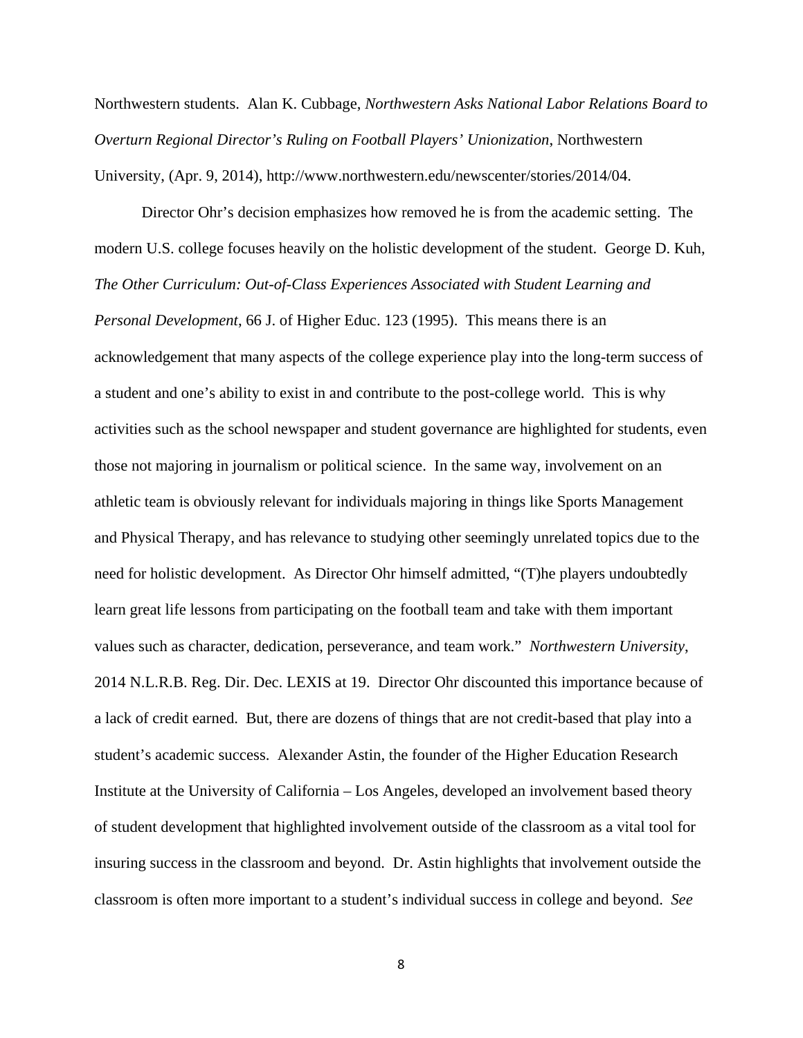Northwestern students. Alan K. Cubbage, *Northwestern Asks National Labor Relations Board to Overturn Regional Director's Ruling on Football Players' Unionization*, Northwestern University, (Apr. 9, 2014), http://www.northwestern.edu/newscenter/stories/2014/04.

Director Ohr's decision emphasizes how removed he is from the academic setting. The modern U.S. college focuses heavily on the holistic development of the student. George D. Kuh, *The Other Curriculum: Out-of-Class Experiences Associated with Student Learning and Personal Development*, 66 J. of Higher Educ. 123 (1995). This means there is an acknowledgement that many aspects of the college experience play into the long-term success of a student and one's ability to exist in and contribute to the post-college world. This is why activities such as the school newspaper and student governance are highlighted for students, even those not majoring in journalism or political science. In the same way, involvement on an athletic team is obviously relevant for individuals majoring in things like Sports Management and Physical Therapy, and has relevance to studying other seemingly unrelated topics due to the need for holistic development. As Director Ohr himself admitted, "(T)he players undoubtedly learn great life lessons from participating on the football team and take with them important values such as character, dedication, perseverance, and team work." *Northwestern University*, 2014 N.L.R.B. Reg. Dir. Dec. LEXIS at 19. Director Ohr discounted this importance because of a lack of credit earned. But, there are dozens of things that are not credit-based that play into a student's academic success. Alexander Astin, the founder of the Higher Education Research Institute at the University of California – Los Angeles, developed an involvement based theory of student development that highlighted involvement outside of the classroom as a vital tool for insuring success in the classroom and beyond. Dr. Astin highlights that involvement outside the classroom is often more important to a student's individual success in college and beyond. *See*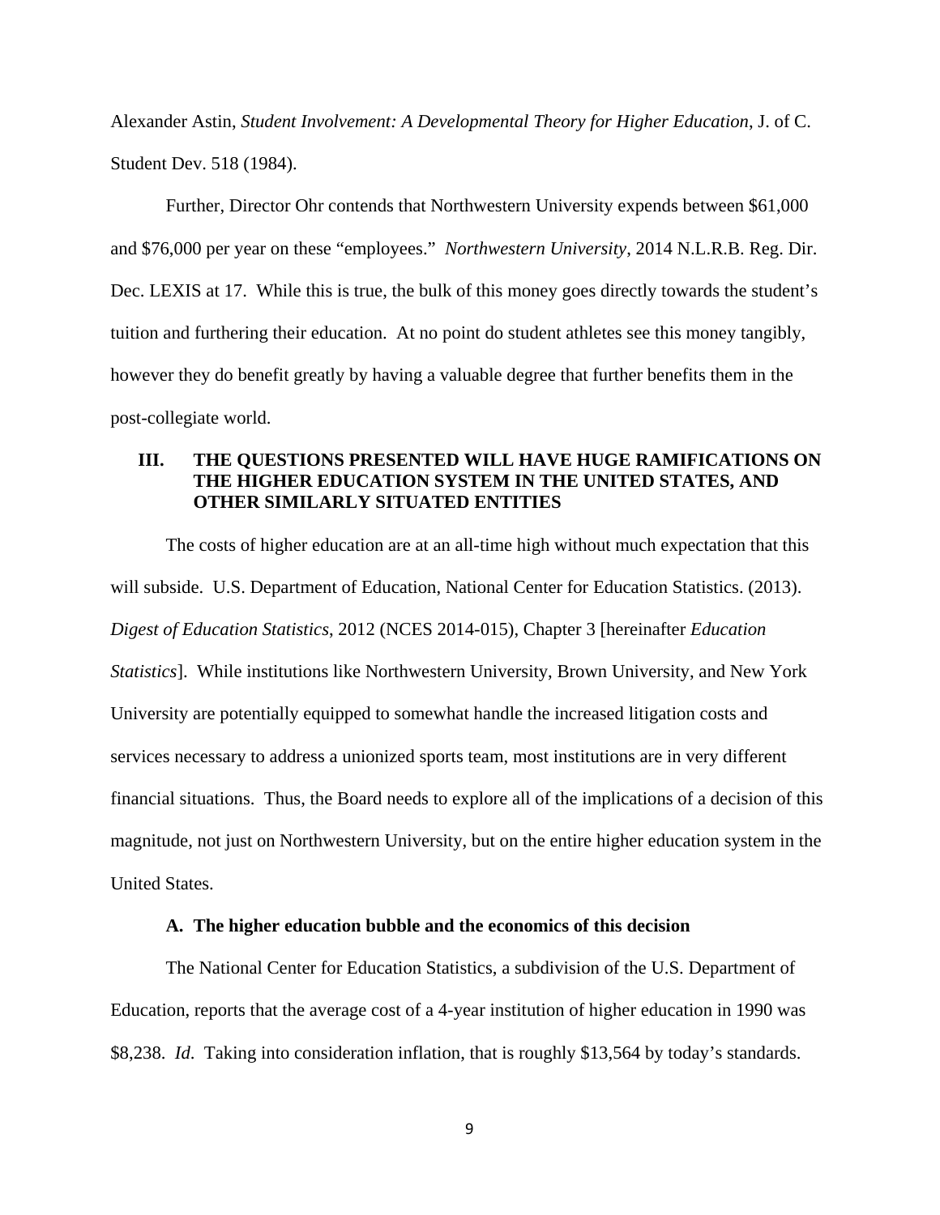Alexander Astin, *Student Involvement: A Developmental Theory for Higher Education*, J. of C. Student Dev. 518 (1984).

Further, Director Ohr contends that Northwestern University expends between $61,000 and $76,000 per year on these "employees." *Northwestern University*, 2014 N.L.R.B. Reg. Dir. Dec. LEXIS at 17. While this is true, the bulk of this money goes directly towards the student's tuition and furthering their education. At no point do student athletes see this money tangibly, however they do benefit greatly by having a valuable degree that further benefits them in the post-collegiate world.

## III. THE QUESTIONS PRESENTED WILL HAVE HUGE RAMIFICATIONS ON THE HIGHER EDUCATION SYSTEM IN THE UNITED STATES, AND OTHER SIMILARLY SITUATED ENTITIES

The costs of higher education are at an all-time high without much expectation that this will subside. U.S. Department of Education, National Center for Education Statistics. (2013). *Digest of Education Statistics*, 2012 (NCES 2014-015), Chapter 3 [hereinafter *Education Statistics*]. While institutions like Northwestern University, Brown University, and New York University are potentially equipped to somewhat handle the increased litigation costs and services necessary to address a unionized sports team, most institutions are in very different financial situations. Thus, the Board needs to explore all of the implications of a decision of this magnitude, not just on Northwestern University, but on the entire higher education system in the United States.

### A. The higher education bubble and the economics of this decision

The National Center for Education Statistics, a subdivision of the U.S. Department of Education, reports that the average cost of a 4-year institution of higher education in 1990 was $8,238. *Id*. Taking into consideration inflation, that is roughly $13,564 by today's standards.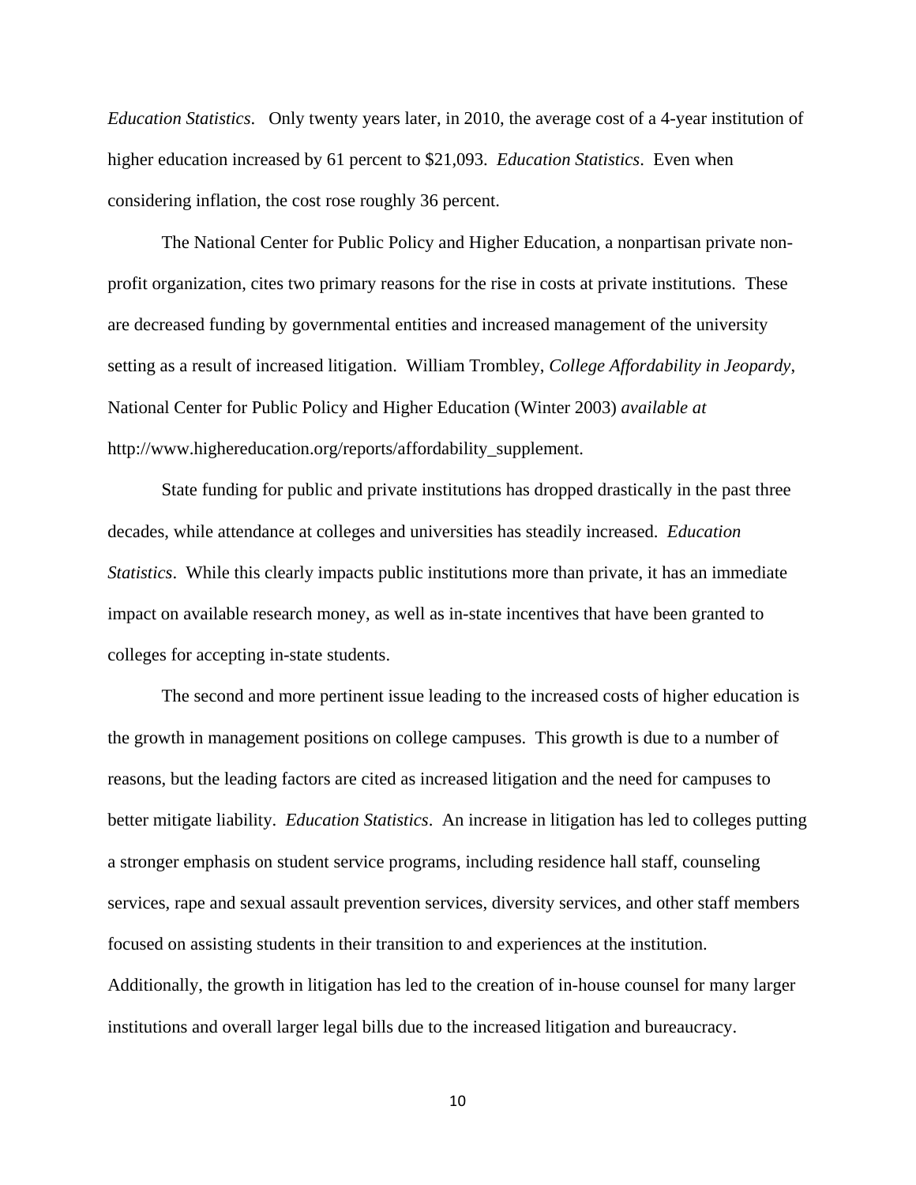*Education Statistics*. Only twenty years later, in 2010, the average cost of a 4-year institution of higher education increased by 61 percent to $21,093. *Education Statistics*. Even when considering inflation, the cost rose roughly 36 percent.

The National Center for Public Policy and Higher Education, a nonpartisan private non-profit organization, cites two primary reasons for the rise in costs at private institutions. These are decreased funding by governmental entities and increased management of the university setting as a result of increased litigation. William Trombley, *College Affordability in Jeopardy*, National Center for Public Policy and Higher Education (Winter 2003) *available at* http://www.highereducation.org/reports/affordability_supplement.

State funding for public and private institutions has dropped drastically in the past three decades, while attendance at colleges and universities has steadily increased. *Education Statistics*. While this clearly impacts public institutions more than private, it has an immediate impact on available research money, as well as in-state incentives that have been granted to colleges for accepting in-state students.

The second and more pertinent issue leading to the increased costs of higher education is the growth in management positions on college campuses. This growth is due to a number of reasons, but the leading factors are cited as increased litigation and the need for campuses to better mitigate liability. *Education Statistics*. An increase in litigation has led to colleges putting a stronger emphasis on student service programs, including residence hall staff, counseling services, rape and sexual assault prevention services, diversity services, and other staff members focused on assisting students in their transition to and experiences at the institution. Additionally, the growth in litigation has led to the creation of in-house counsel for many larger institutions and overall larger legal bills due to the increased litigation and bureaucracy.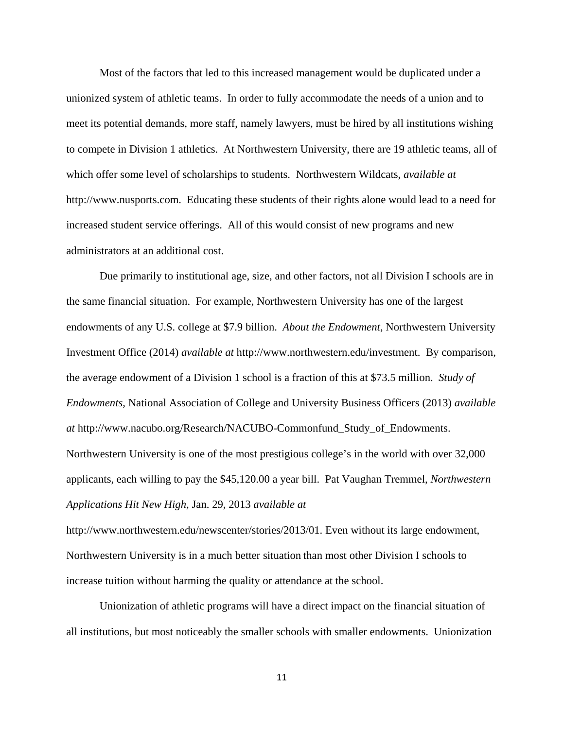Most of the factors that led to this increased management would be duplicated under a unionized system of athletic teams. In order to fully accommodate the needs of a union and to meet its potential demands, more staff, namely lawyers, must be hired by all institutions wishing to compete in Division 1 athletics. At Northwestern University, there are 19 athletic teams, all of which offer some level of scholarships to students. Northwestern Wildcats, *available at* http://www.nusports.com. Educating these students of their rights alone would lead to a need for increased student service offerings. All of this would consist of new programs and new administrators at an additional cost.

Due primarily to institutional age, size, and other factors, not all Division I schools are in the same financial situation. For example, Northwestern University has one of the largest endowments of any U.S. college at $7.9 billion. *About the Endowment*, Northwestern University Investment Office (2014) *available at* http://www.northwestern.edu/investment. By comparison, the average endowment of a Division 1 school is a fraction of this at $73.5 million. *Study of Endowments*, National Association of College and University Business Officers (2013) *available at* http://www.nacubo.org/Research/NACUBO-Commonfund_Study_of_Endowments. Northwestern University is one of the most prestigious college's in the world with over 32,000 applicants, each willing to pay the $45,120.00 a year bill. Pat Vaughan Tremmel, *Northwestern Applications Hit New High*, Jan. 29, 2013 *available at* http://www.northwestern.edu/newscenter/stories/2013/01. Even without its large endowment, Northwestern University is in a much better situation than most other Division I schools to increase tuition without harming the quality or attendance at the school.

Unionization of athletic programs will have a direct impact on the financial situation of all institutions, but most noticeably the smaller schools with smaller endowments. Unionization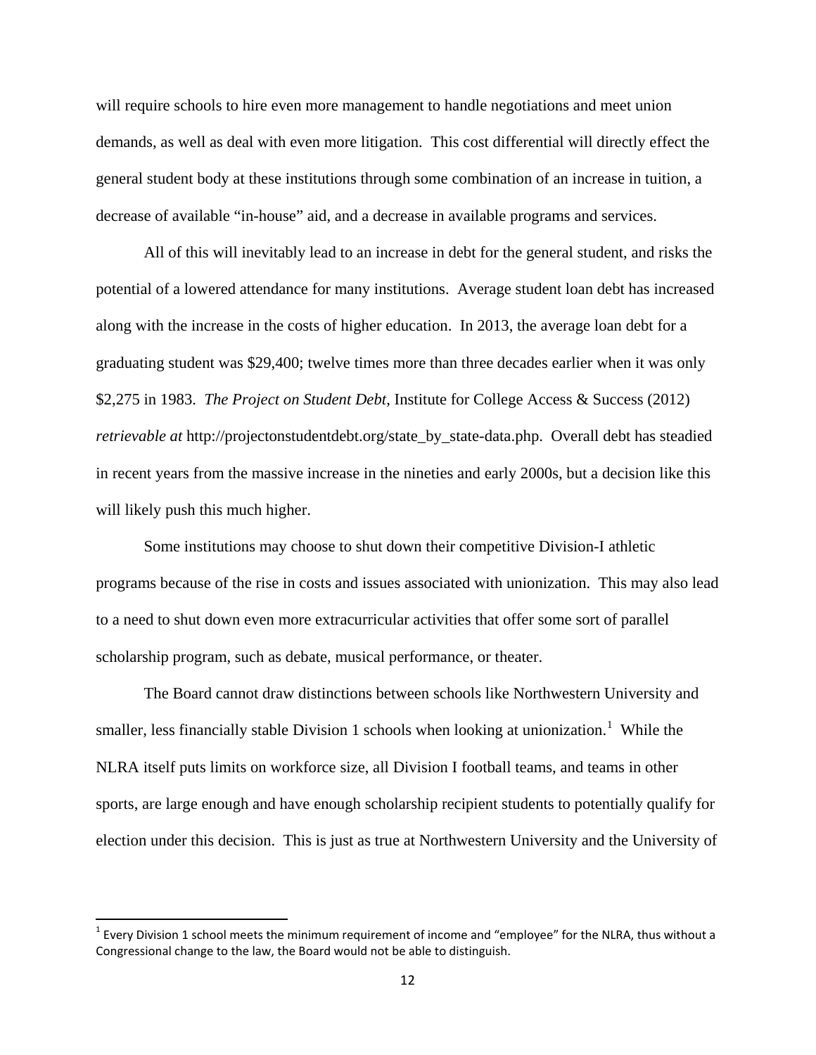will require schools to hire even more management to handle negotiations and meet union demands, as well as deal with even more litigation. This cost differential will directly effect the general student body at these institutions through some combination of an increase in tuition, a decrease of available "in-house" aid, and a decrease in available programs and services.

All of this will inevitably lead to an increase in debt for the general student, and risks the potential of a lowered attendance for many institutions. Average student loan debt has increased along with the increase in the costs of higher education. In 2013, the average loan debt for a graduating student was $29,400; twelve times more than three decades earlier when it was only $2,275 in 1983. *The Project on Student Debt*, Institute for College Access & Success (2012) *retrievable at* http://projectonstudentdebt.org/state_by_state-data.php. Overall debt has steadied in recent years from the massive increase in the nineties and early 2000s, but a decision like this will likely push this much higher.

Some institutions may choose to shut down their competitive Division-I athletic programs because of the rise in costs and issues associated with unionization. This may also lead to a need to shut down even more extracurricular activities that offer some sort of parallel scholarship program, such as debate, musical performance, or theater.

The Board cannot draw distinctions between schools like Northwestern University and smaller, less financially stable Division 1 schools when looking at unionization.[1] While the NLRA itself puts limits on workforce size, all Division I football teams, and teams in other sports, are large enough and have enough scholarship recipient students to potentially qualify for election under this decision. This is just as true at Northwestern University and the University of

[1] Every Division 1 school meets the minimum requirement of income and "employee" for the NLRA, thus without a Congressional change to the law, the Board would not be able to distinguish.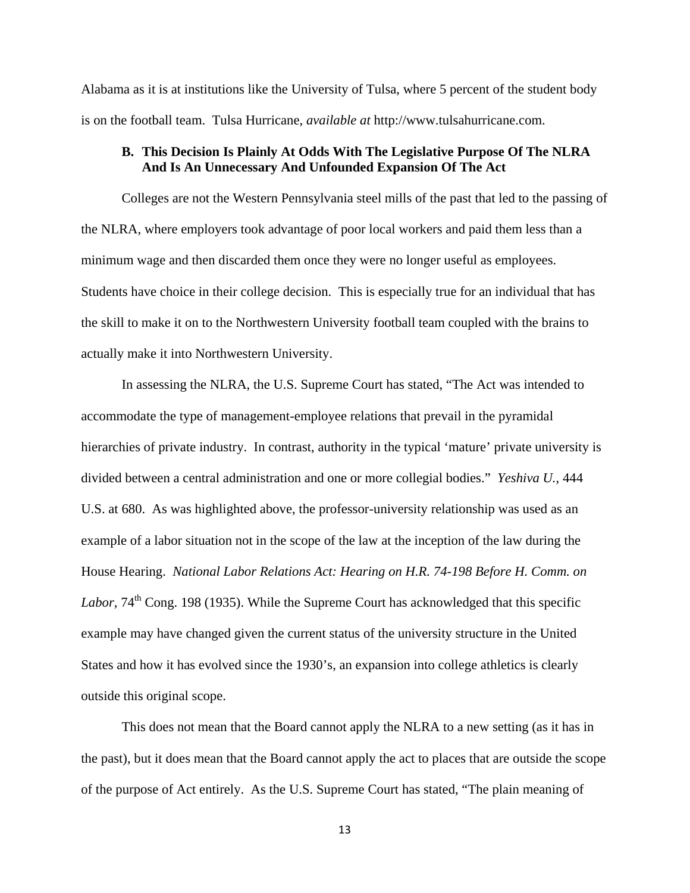Alabama as it is at institutions like the University of Tulsa, where 5 percent of the student body is on the football team. Tulsa Hurricane, *available at* http://www.tulsahurricane.com.

### B. This Decision Is Plainly At Odds With The Legislative Purpose Of The NLRA And Is An Unnecessary And Unfounded Expansion Of The Act

Colleges are not the Western Pennsylvania steel mills of the past that led to the passing of the NLRA, where employers took advantage of poor local workers and paid them less than a minimum wage and then discarded them once they were no longer useful as employees. Students have choice in their college decision. This is especially true for an individual that has the skill to make it on to the Northwestern University football team coupled with the brains to actually make it into Northwestern University.

In assessing the NLRA, the U.S. Supreme Court has stated, "The Act was intended to accommodate the type of management-employee relations that prevail in the pyramidal hierarchies of private industry. In contrast, authority in the typical 'mature' private university is divided between a central administration and one or more collegial bodies." *Yeshiva U.*, 444 U.S. at 680. As was highlighted above, the professor-university relationship was used as an example of a labor situation not in the scope of the law at the inception of the law during the House Hearing. *National Labor Relations Act: Hearing on H.R. 74-198 Before H. Comm. on Labor*, 74th Cong. 198 (1935). While the Supreme Court has acknowledged that this specific example may have changed given the current status of the university structure in the United States and how it has evolved since the 1930's, an expansion into college athletics is clearly outside this original scope.

This does not mean that the Board cannot apply the NLRA to a new setting (as it has in the past), but it does mean that the Board cannot apply the act to places that are outside the scope of the purpose of Act entirely. As the U.S. Supreme Court has stated, "The plain meaning of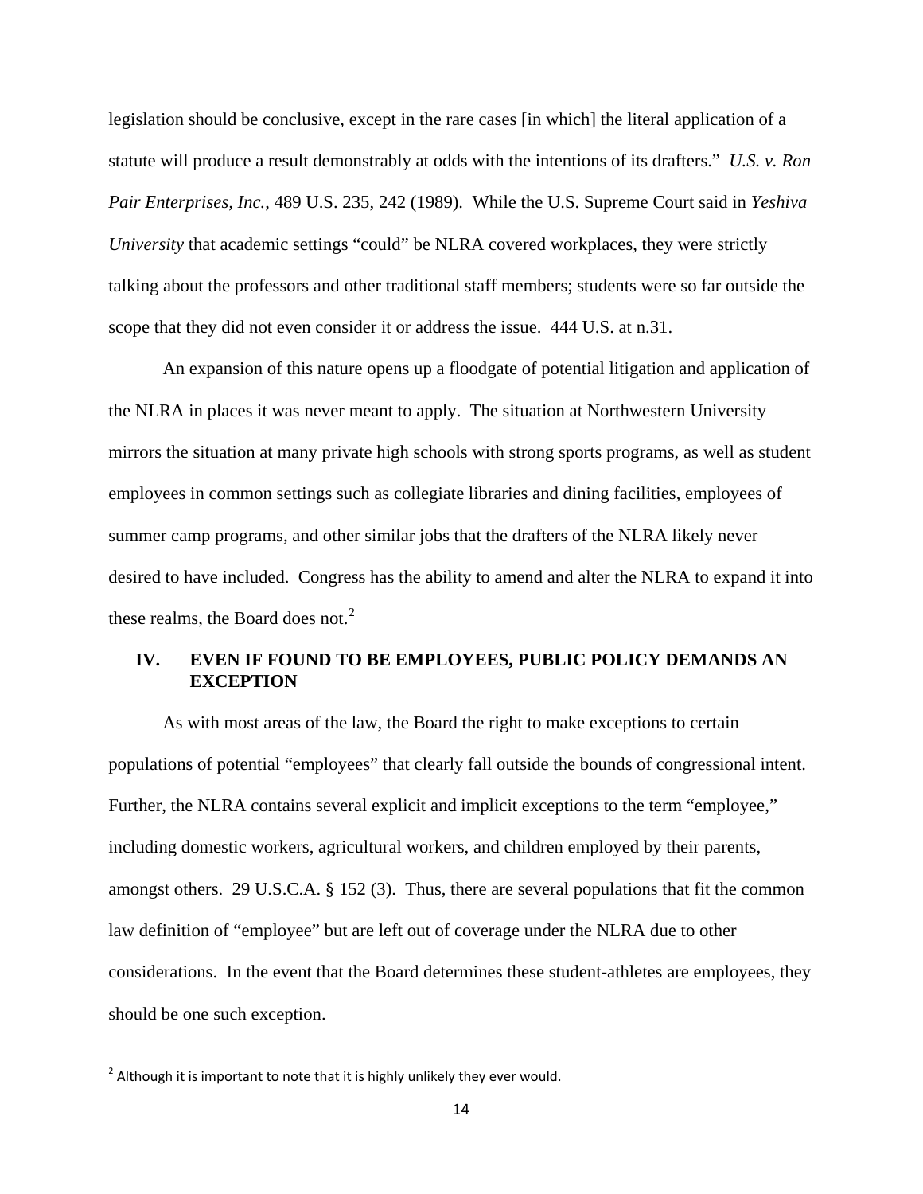legislation should be conclusive, except in the rare cases [in which] the literal application of a statute will produce a result demonstrably at odds with the intentions of its drafters." *U.S. v. Ron Pair Enterprises, Inc.*, 489 U.S. 235, 242 (1989). While the U.S. Supreme Court said in *Yeshiva University* that academic settings "could" be NLRA covered workplaces, they were strictly talking about the professors and other traditional staff members; students were so far outside the scope that they did not even consider it or address the issue. 444 U.S. at n.31.

An expansion of this nature opens up a floodgate of potential litigation and application of the NLRA in places it was never meant to apply. The situation at Northwestern University mirrors the situation at many private high schools with strong sports programs, as well as student employees in common settings such as collegiate libraries and dining facilities, employees of summer camp programs, and other similar jobs that the drafters of the NLRA likely never desired to have included. Congress has the ability to amend and alter the NLRA to expand it into these realms, the Board does not.[2]

## IV. EVEN IF FOUND TO BE EMPLOYEES, PUBLIC POLICY DEMANDS AN EXCEPTION

As with most areas of the law, the Board the right to make exceptions to certain populations of potential "employees" that clearly fall outside the bounds of congressional intent. Further, the NLRA contains several explicit and implicit exceptions to the term "employee," including domestic workers, agricultural workers, and children employed by their parents, amongst others. 29 U.S.C.A. § 152 (3). Thus, there are several populations that fit the common law definition of "employee" but are left out of coverage under the NLRA due to other considerations. In the event that the Board determines these student-athletes are employees, they should be one such exception.

---

[2] Although it is important to note that it is highly unlikely they ever would.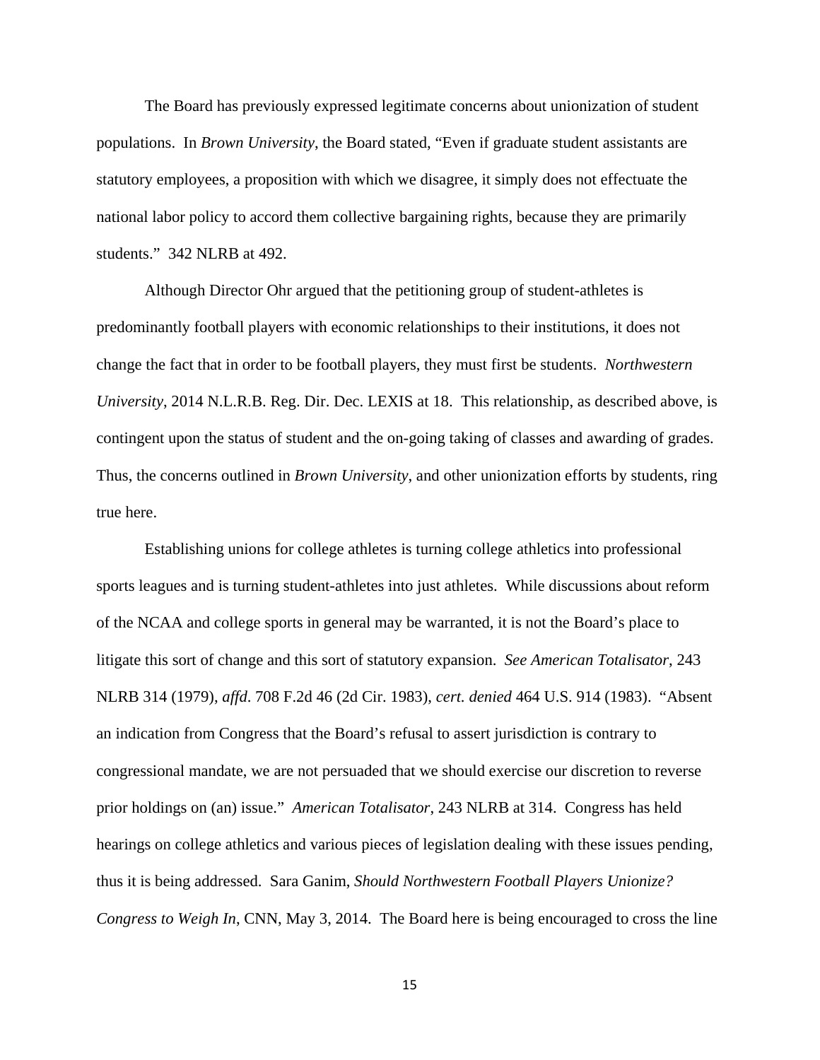The Board has previously expressed legitimate concerns about unionization of student populations. In *Brown University*, the Board stated, "Even if graduate student assistants are statutory employees, a proposition with which we disagree, it simply does not effectuate the national labor policy to accord them collective bargaining rights, because they are primarily students." 342 NLRB at 492.

Although Director Ohr argued that the petitioning group of student-athletes is predominantly football players with economic relationships to their institutions, it does not change the fact that in order to be football players, they must first be students. *Northwestern University*, 2014 N.L.R.B. Reg. Dir. Dec. LEXIS at 18. This relationship, as described above, is contingent upon the status of student and the on-going taking of classes and awarding of grades. Thus, the concerns outlined in *Brown University*, and other unionization efforts by students, ring true here.

Establishing unions for college athletes is turning college athletics into professional sports leagues and is turning student-athletes into just athletes. While discussions about reform of the NCAA and college sports in general may be warranted, it is not the Board's place to litigate this sort of change and this sort of statutory expansion. *See American Totalisator*, 243 NLRB 314 (1979), *affd*. 708 F.2d 46 (2d Cir. 1983), *cert. denied* 464 U.S. 914 (1983). "Absent an indication from Congress that the Board's refusal to assert jurisdiction is contrary to congressional mandate, we are not persuaded that we should exercise our discretion to reverse prior holdings on (an) issue." *American Totalisator*, 243 NLRB at 314. Congress has held hearings on college athletics and various pieces of legislation dealing with these issues pending, thus it is being addressed. Sara Ganim, *Should Northwestern Football Players Unionize? Congress to Weigh In*, CNN, May 3, 2014. The Board here is being encouraged to cross the line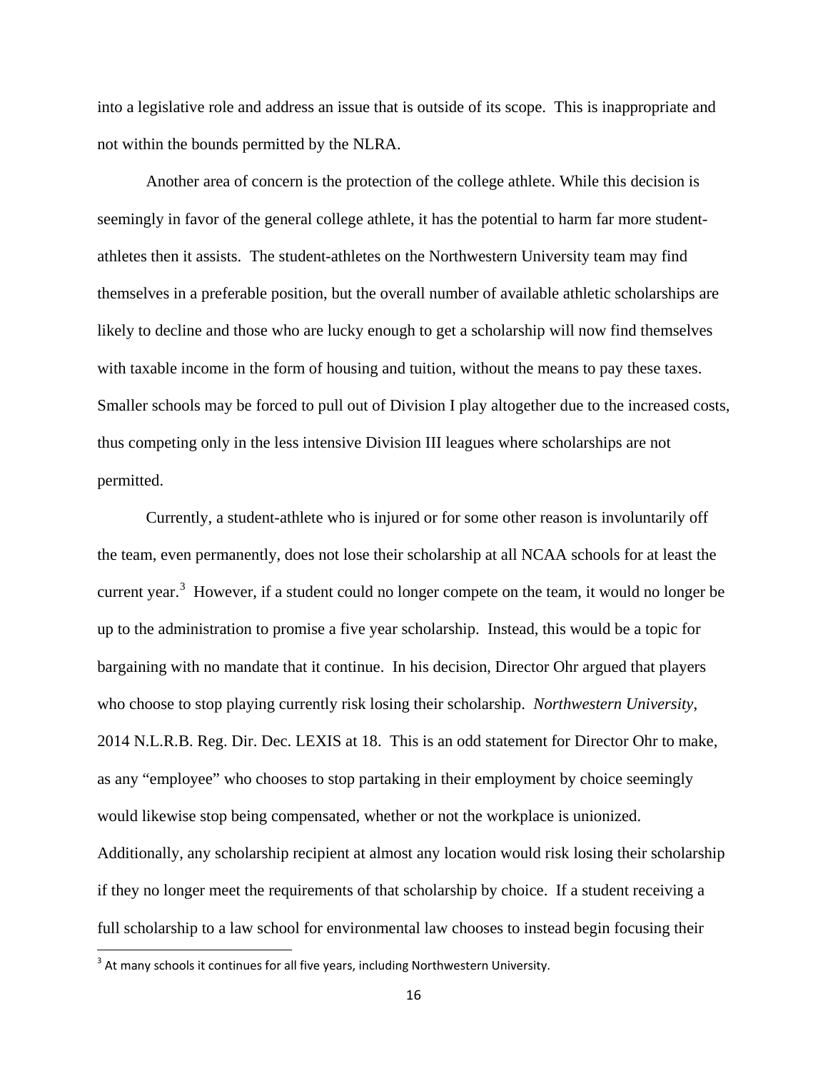into a legislative role and address an issue that is outside of its scope. This is inappropriate and not within the bounds permitted by the NLRA.

Another area of concern is the protection of the college athlete. While this decision is seemingly in favor of the general college athlete, it has the potential to harm far more student-athletes then it assists. The student-athletes on the Northwestern University team may find themselves in a preferable position, but the overall number of available athletic scholarships are likely to decline and those who are lucky enough to get a scholarship will now find themselves with taxable income in the form of housing and tuition, without the means to pay these taxes. Smaller schools may be forced to pull out of Division I play altogether due to the increased costs, thus competing only in the less intensive Division III leagues where scholarships are not permitted.

Currently, a student-athlete who is injured or for some other reason is involuntarily off the team, even permanently, does not lose their scholarship at all NCAA schools for at least the current year.[3] However, if a student could no longer compete on the team, it would no longer be up to the administration to promise a five year scholarship. Instead, this would be a topic for bargaining with no mandate that it continue. In his decision, Director Ohr argued that players who choose to stop playing currently risk losing their scholarship. *Northwestern University*, 2014 N.L.R.B. Reg. Dir. Dec. LEXIS at 18. This is an odd statement for Director Ohr to make, as any "employee" who chooses to stop partaking in their employment by choice seemingly would likewise stop being compensated, whether or not the workplace is unionized. Additionally, any scholarship recipient at almost any location would risk losing their scholarship if they no longer meet the requirements of that scholarship by choice. If a student receiving a full scholarship to a law school for environmental law chooses to instead begin focusing their

[3] At many schools it continues for all five years, including Northwestern University.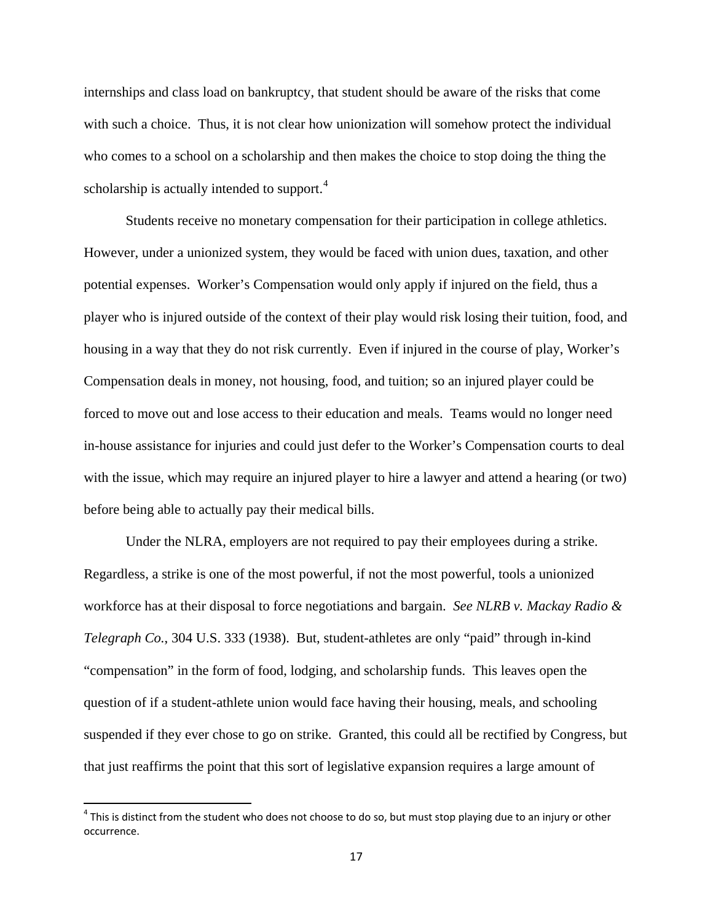internships and class load on bankruptcy, that student should be aware of the risks that come with such a choice. Thus, it is not clear how unionization will somehow protect the individual who comes to a school on a scholarship and then makes the choice to stop doing the thing the scholarship is actually intended to support.[4]

Students receive no monetary compensation for their participation in college athletics. However, under a unionized system, they would be faced with union dues, taxation, and other potential expenses. Worker's Compensation would only apply if injured on the field, thus a player who is injured outside of the context of their play would risk losing their tuition, food, and housing in a way that they do not risk currently. Even if injured in the course of play, Worker's Compensation deals in money, not housing, food, and tuition; so an injured player could be forced to move out and lose access to their education and meals. Teams would no longer need in-house assistance for injuries and could just defer to the Worker's Compensation courts to deal with the issue, which may require an injured player to hire a lawyer and attend a hearing (or two) before being able to actually pay their medical bills.

Under the NLRA, employers are not required to pay their employees during a strike. Regardless, a strike is one of the most powerful, if not the most powerful, tools a unionized workforce has at their disposal to force negotiations and bargain. *See NLRB v. Mackay Radio & Telegraph Co.*, 304 U.S. 333 (1938). But, student-athletes are only "paid" through in-kind "compensation" in the form of food, lodging, and scholarship funds. This leaves open the question of if a student-athlete union would face having their housing, meals, and schooling suspended if they ever chose to go on strike. Granted, this could all be rectified by Congress, but that just reaffirms the point that this sort of legislative expansion requires a large amount of

[4] This is distinct from the student who does not choose to do so, but must stop playing due to an injury or other occurrence.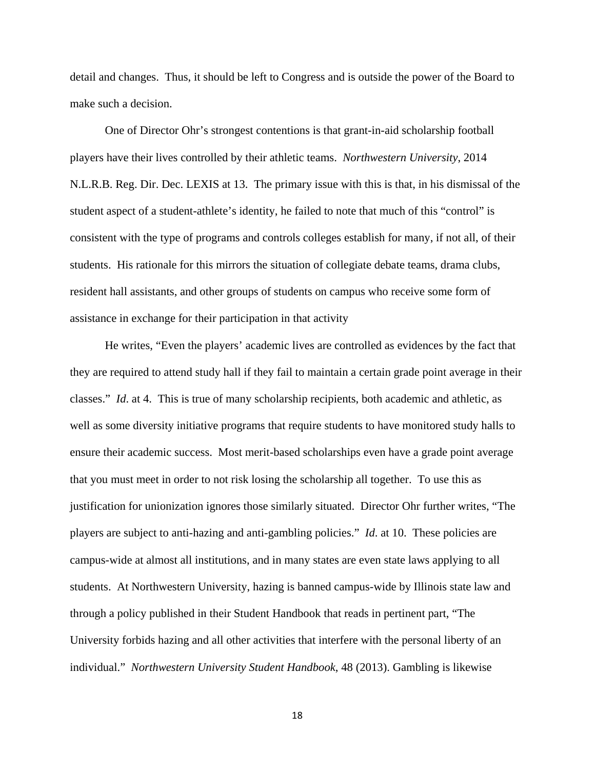detail and changes. Thus, it should be left to Congress and is outside the power of the Board to make such a decision.

One of Director Ohr's strongest contentions is that grant-in-aid scholarship football players have their lives controlled by their athletic teams. *Northwestern University*, 2014 N.L.R.B. Reg. Dir. Dec. LEXIS at 13. The primary issue with this is that, in his dismissal of the student aspect of a student-athlete's identity, he failed to note that much of this "control" is consistent with the type of programs and controls colleges establish for many, if not all, of their students. His rationale for this mirrors the situation of collegiate debate teams, drama clubs, resident hall assistants, and other groups of students on campus who receive some form of assistance in exchange for their participation in that activity

He writes, "Even the players' academic lives are controlled as evidences by the fact that they are required to attend study hall if they fail to maintain a certain grade point average in their classes." *Id*. at 4. This is true of many scholarship recipients, both academic and athletic, as well as some diversity initiative programs that require students to have monitored study halls to ensure their academic success. Most merit-based scholarships even have a grade point average that you must meet in order to not risk losing the scholarship all together. To use this as justification for unionization ignores those similarly situated. Director Ohr further writes, "The players are subject to anti-hazing and anti-gambling policies." *Id*. at 10. These policies are campus-wide at almost all institutions, and in many states are even state laws applying to all students. At Northwestern University, hazing is banned campus-wide by Illinois state law and through a policy published in their Student Handbook that reads in pertinent part, "The University forbids hazing and all other activities that interfere with the personal liberty of an individual." *Northwestern University Student Handbook*, 48 (2013). Gambling is likewise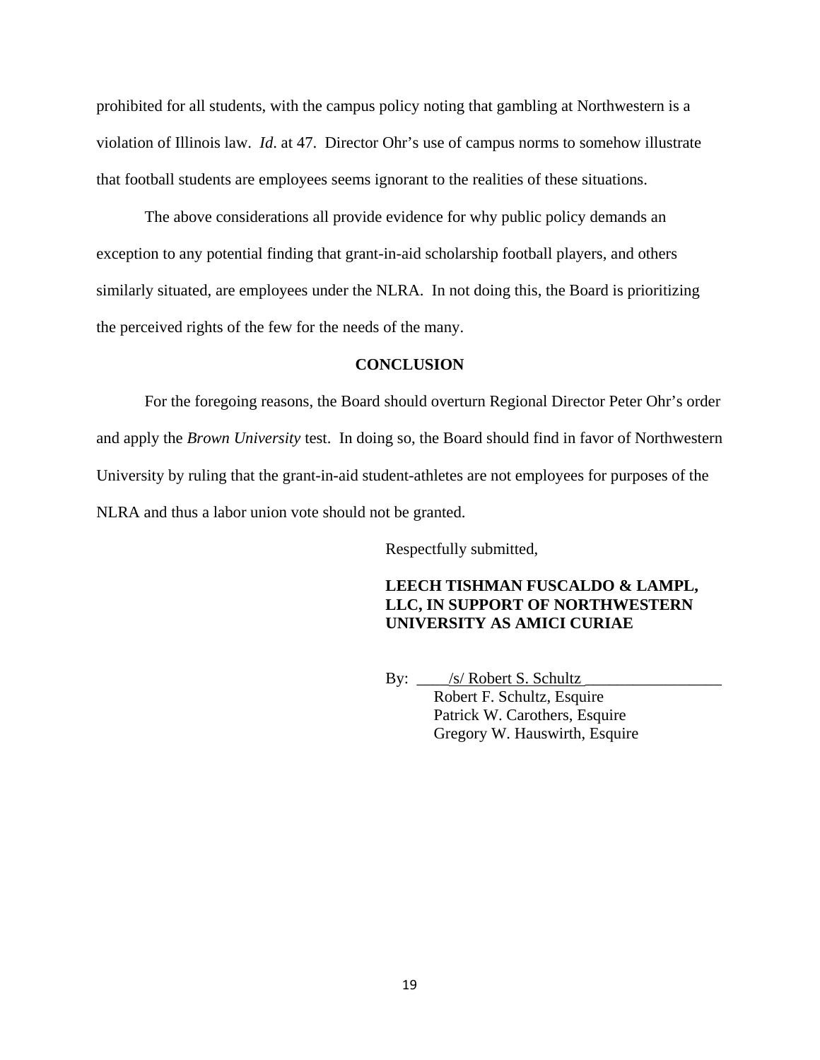prohibited for all students, with the campus policy noting that gambling at Northwestern is a violation of Illinois law. *Id*. at 47. Director Ohr's use of campus norms to somehow illustrate that football students are employees seems ignorant to the realities of these situations.

The above considerations all provide evidence for why public policy demands an exception to any potential finding that grant-in-aid scholarship football players, and others similarly situated, are employees under the NLRA. In not doing this, the Board is prioritizing the perceived rights of the few for the needs of the many.

**CONCLUSION**

For the foregoing reasons, the Board should overturn Regional Director Peter Ohr's order and apply the *Brown University* test. In doing so, the Board should find in favor of Northwestern University by ruling that the grant-in-aid student-athletes are not employees for purposes of the NLRA and thus a labor union vote should not be granted.

Respectfully submitted,

**LEECH TISHMAN FUSCALDO & LAMPL, LLC, IN SUPPORT OF NORTHWESTERN UNIVERSITY AS AMICI CURIAE**

By: ____/s/ Robert S. Schultz__________________
Robert F. Schultz, Esquire
Patrick W. Carothers, Esquire
Gregory W. Hauswirth, Esquire